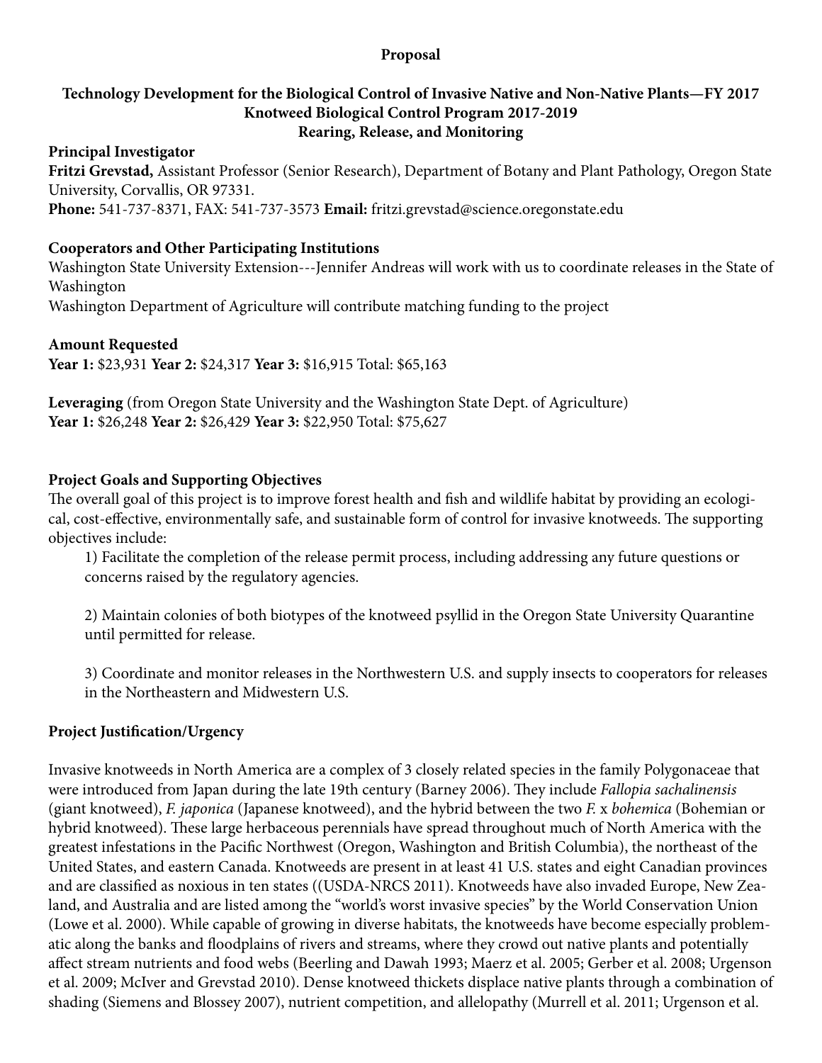**Proposal**

# Technology Development for the Biological Control of Invasive Native and Non-Native Plants—FY 2017
# Knotweed Biological Control Program 2017-2019
# Rearing, Release, and Monitoring

**Principal Investigator**

**Fritzi Grevstad,** Assistant Professor (Senior Research), Department of Botany and Plant Pathology, Oregon State University, Corvallis, OR 97331.

**Phone:** 541-737-8371, FAX: 541-737-3573 **Email:** fritzi.grevstad@science.oregonstate.edu

**Cooperators and Other Participating Institutions**

Washington State University Extension---Jennifer Andreas will work with us to coordinate releases in the State of Washington

Washington Department of Agriculture will contribute matching funding to the project

**Amount Requested**

**Year 1:** $23,931 **Year 2:** $24,317 **Year 3:** $16,915 Total: $65,163

**Leveraging** (from Oregon State University and the Washington State Dept. of Agriculture)

**Year 1:** $26,248 **Year 2:** $26,429 **Year 3:** $22,950 Total: $75,627

**Project Goals and Supporting Objectives**

The overall goal of this project is to improve forest health and fish and wildlife habitat by providing an ecological, cost-effective, environmentally safe, and sustainable form of control for invasive knotweeds. The supporting objectives include:

1) Facilitate the completion of the release permit process, including addressing any future questions or concerns raised by the regulatory agencies.

2) Maintain colonies of both biotypes of the knotweed psyllid in the Oregon State University Quarantine until permitted for release.

3) Coordinate and monitor releases in the Northwestern U.S. and supply insects to cooperators for releases in the Northeastern and Midwestern U.S.

**Project Justification/Urgency**

Invasive knotweeds in North America are a complex of 3 closely related species in the family Polygonaceae that were introduced from Japan during the late 19th century (Barney 2006). They include *Fallopia sachalinensis* (giant knotweed), *F. japonica* (Japanese knotweed), and the hybrid between the two *F.* x *bohemica* (Bohemian or hybrid knotweed). These large herbaceous perennials have spread throughout much of North America with the greatest infestations in the Pacific Northwest (Oregon, Washington and British Columbia), the northeast of the United States, and eastern Canada. Knotweeds are present in at least 41 U.S. states and eight Canadian provinces and are classified as noxious in ten states ((USDA-NRCS 2011). Knotweeds have also invaded Europe, New Zealand, and Australia and are listed among the "world's worst invasive species" by the World Conservation Union (Lowe et al. 2000). While capable of growing in diverse habitats, the knotweeds have become especially problematic along the banks and floodplains of rivers and streams, where they crowd out native plants and potentially affect stream nutrients and food webs (Beerling and Dawah 1993; Maerz et al. 2005; Gerber et al. 2008; Urgenson et al. 2009; McIver and Grevstad 2010). Dense knotweed thickets displace native plants through a combination of shading (Siemens and Blossey 2007), nutrient competition, and allelopathy (Murrell et al. 2011; Urgenson et al.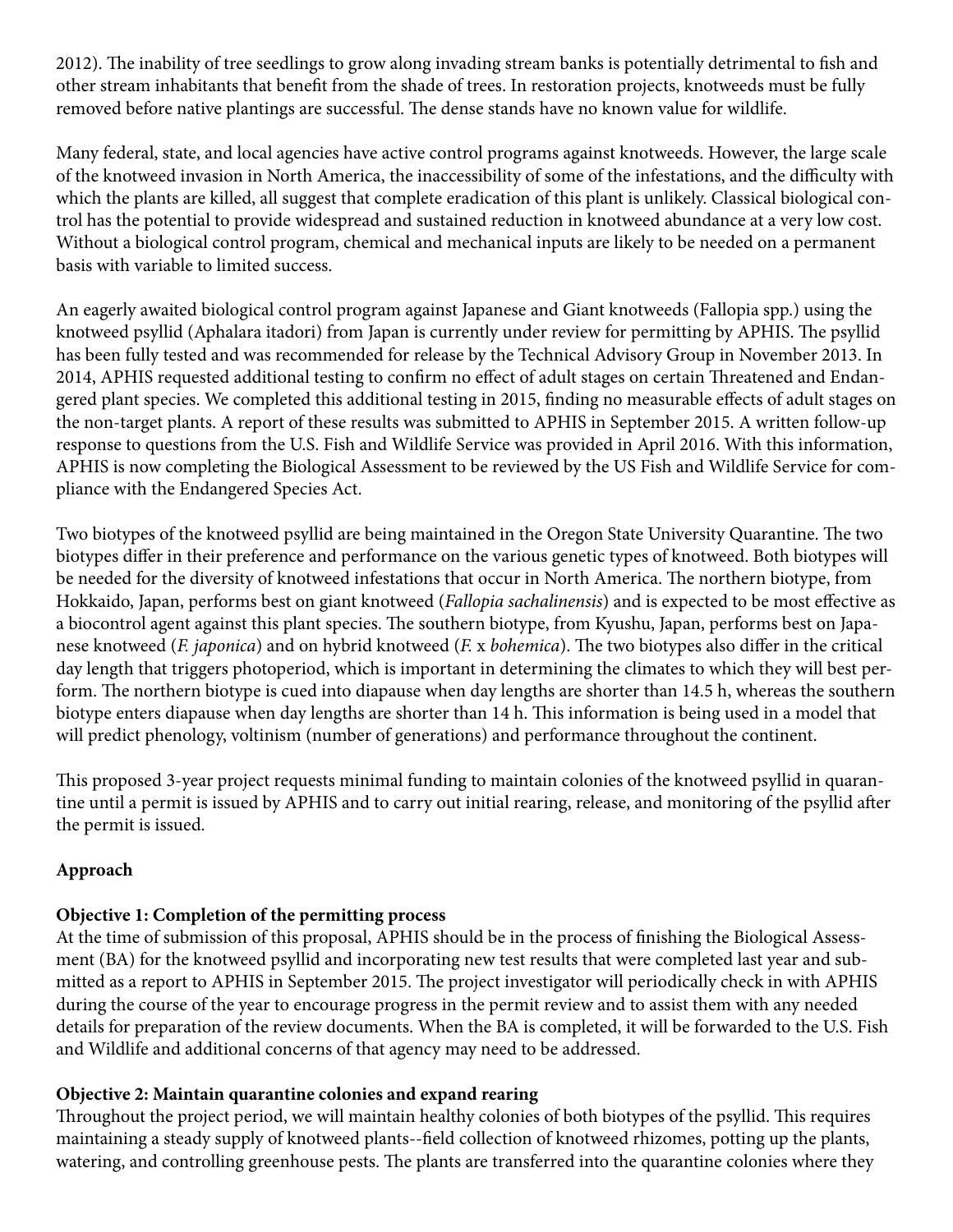2012). The inability of tree seedlings to grow along invading stream banks is potentially detrimental to fish and other stream inhabitants that benefit from the shade of trees. In restoration projects, knotweeds must be fully removed before native plantings are successful. The dense stands have no known value for wildlife.

Many federal, state, and local agencies have active control programs against knotweeds. However, the large scale of the knotweed invasion in North America, the inaccessibility of some of the infestations, and the difficulty with which the plants are killed, all suggest that complete eradication of this plant is unlikely. Classical biological control has the potential to provide widespread and sustained reduction in knotweed abundance at a very low cost. Without a biological control program, chemical and mechanical inputs are likely to be needed on a permanent basis with variable to limited success.

An eagerly awaited biological control program against Japanese and Giant knotweeds (Fallopia spp.) using the knotweed psyllid (Aphalara itadori) from Japan is currently under review for permitting by APHIS. The psyllid has been fully tested and was recommended for release by the Technical Advisory Group in November 2013. In 2014, APHIS requested additional testing to confirm no effect of adult stages on certain Threatened and Endangered plant species. We completed this additional testing in 2015, finding no measurable effects of adult stages on the non-target plants. A report of these results was submitted to APHIS in September 2015. A written follow-up response to questions from the U.S. Fish and Wildlife Service was provided in April 2016. With this information, APHIS is now completing the Biological Assessment to be reviewed by the US Fish and Wildlife Service for compliance with the Endangered Species Act.

Two biotypes of the knotweed psyllid are being maintained in the Oregon State University Quarantine. The two biotypes differ in their preference and performance on the various genetic types of knotweed. Both biotypes will be needed for the diversity of knotweed infestations that occur in North America. The northern biotype, from Hokkaido, Japan, performs best on giant knotweed (*Fallopia sachalinensis*) and is expected to be most effective as a biocontrol agent against this plant species. The southern biotype, from Kyushu, Japan, performs best on Japanese knotweed (*F. japonica*) and on hybrid knotweed (*F.* x *bohemica*). The two biotypes also differ in the critical day length that triggers photoperiod, which is important in determining the climates to which they will best perform. The northern biotype is cued into diapause when day lengths are shorter than 14.5 h, whereas the southern biotype enters diapause when day lengths are shorter than 14 h. This information is being used in a model that will predict phenology, voltinism (number of generations) and performance throughout the continent.

This proposed 3-year project requests minimal funding to maintain colonies of the knotweed psyllid in quarantine until a permit is issued by APHIS and to carry out initial rearing, release, and monitoring of the psyllid after the permit is issued.

**Approach**

**Objective 1: Completion of the permitting process**
At the time of submission of this proposal, APHIS should be in the process of finishing the Biological Assessment (BA) for the knotweed psyllid and incorporating new test results that were completed last year and submitted as a report to APHIS in September 2015. The project investigator will periodically check in with APHIS during the course of the year to encourage progress in the permit review and to assist them with any needed details for preparation of the review documents. When the BA is completed, it will be forwarded to the U.S. Fish and Wildlife and additional concerns of that agency may need to be addressed.

**Objective 2: Maintain quarantine colonies and expand rearing**
Throughout the project period, we will maintain healthy colonies of both biotypes of the psyllid. This requires maintaining a steady supply of knotweed plants--field collection of knotweed rhizomes, potting up the plants, watering, and controlling greenhouse pests. The plants are transferred into the quarantine colonies where they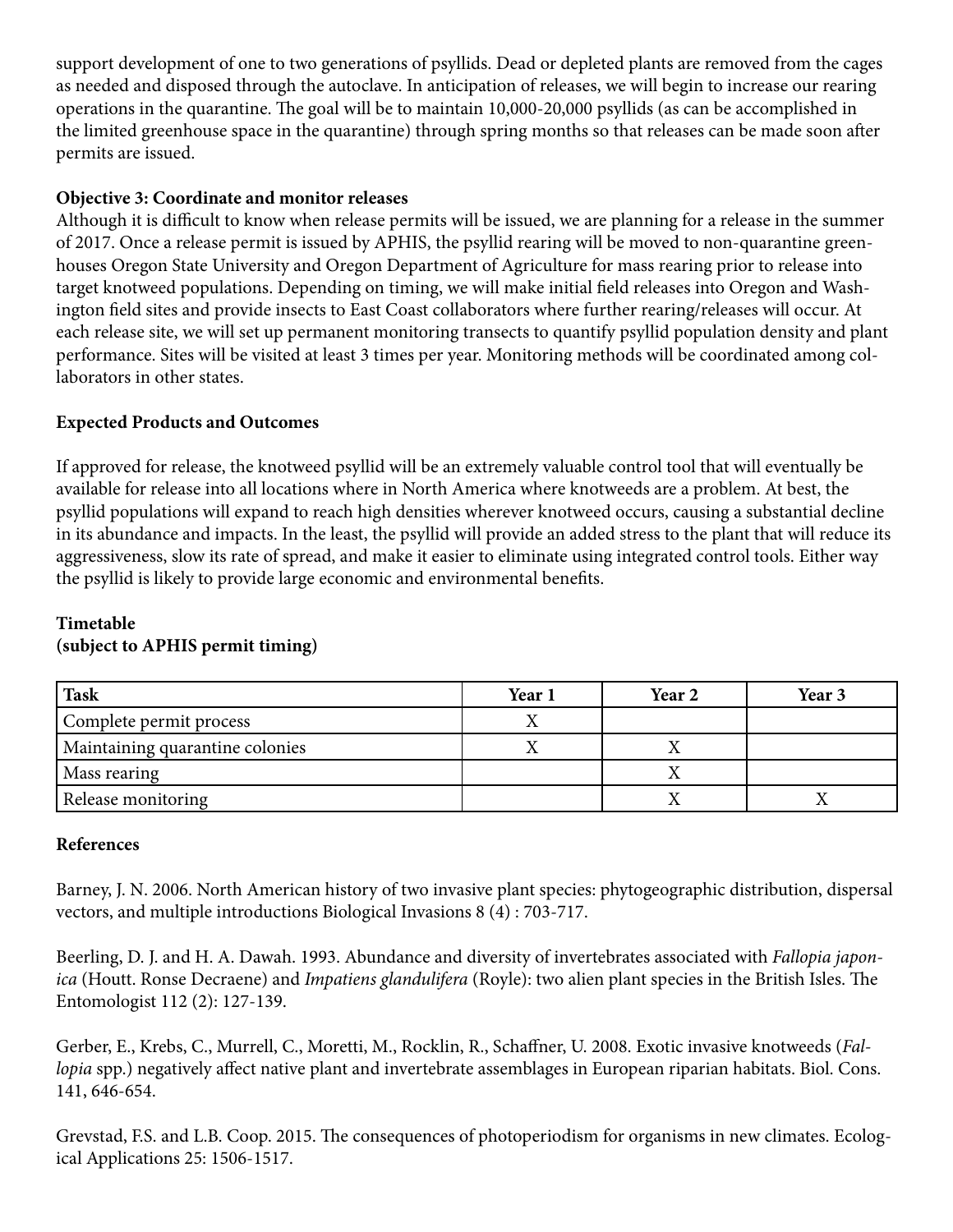support development of one to two generations of psyllids. Dead or depleted plants are removed from the cages as needed and disposed through the autoclave. In anticipation of releases, we will begin to increase our rearing operations in the quarantine. The goal will be to maintain 10,000-20,000 psyllids (as can be accomplished in the limited greenhouse space in the quarantine) through spring months so that releases can be made soon after permits are issued.

**Objective 3: Coordinate and monitor releases**

Although it is difficult to know when release permits will be issued, we are planning for a release in the summer of 2017. Once a release permit is issued by APHIS, the psyllid rearing will be moved to non-quarantine greenhouses Oregon State University and Oregon Department of Agriculture for mass rearing prior to release into target knotweed populations. Depending on timing, we will make initial field releases into Oregon and Washington field sites and provide insects to East Coast collaborators where further rearing/releases will occur. At each release site, we will set up permanent monitoring transects to quantify psyllid population density and plant performance. Sites will be visited at least 3 times per year. Monitoring methods will be coordinated among collaborators in other states.

**Expected Products and Outcomes**

If approved for release, the knotweed psyllid will be an extremely valuable control tool that will eventually be available for release into all locations where in North America where knotweeds are a problem. At best, the psyllid populations will expand to reach high densities wherever knotweed occurs, causing a substantial decline in its abundance and impacts. In the least, the psyllid will provide an added stress to the plant that will reduce its aggressiveness, slow its rate of spread, and make it easier to eliminate using integrated control tools. Either way the psyllid is likely to provide large economic and environmental benefits.

**Timetable**
**(subject to APHIS permit timing)**

| Task | Year 1 | Year 2 | Year 3 |
|---|---|---|---|
| Complete permit process | X | | |
| Maintaining quarantine colonies | X | X | |
| Mass rearing | | X | |
| Release monitoring | | X | X |

**References**

Barney, J. N. 2006. North American history of two invasive plant species: phytogeographic distribution, dispersal vectors, and multiple introductions Biological Invasions 8 (4) : 703-717.

Beerling, D. J. and H. A. Dawah. 1993. Abundance and diversity of invertebrates associated with *Fallopia japonica* (Houtt. Ronse Decraene) and *Impatiens glandulifera* (Royle): two alien plant species in the British Isles. The Entomologist 112 (2): 127-139.

Gerber, E., Krebs, C., Murrell, C., Moretti, M., Rocklin, R., Schaffner, U. 2008. Exotic invasive knotweeds (*Fallopia* spp.) negatively affect native plant and invertebrate assemblages in European riparian habitats. Biol. Cons. 141, 646-654.

Grevstad, F.S. and L.B. Coop. 2015. The consequences of photoperiodism for organisms in new climates. Ecological Applications 25: 1506-1517.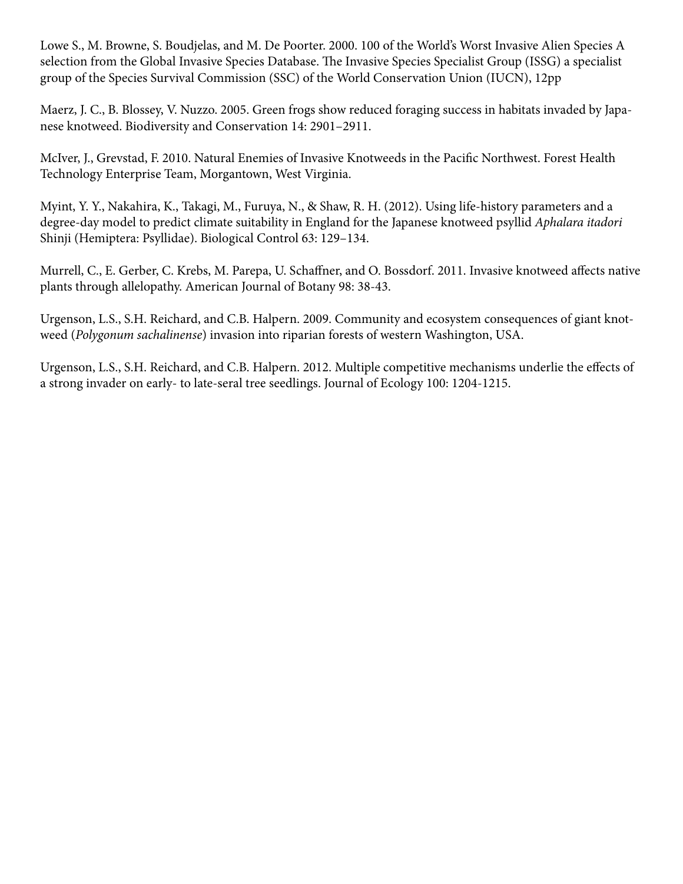Lowe S., M. Browne, S. Boudjelas, and M. De Poorter. 2000. 100 of the World's Worst Invasive Alien Species A selection from the Global Invasive Species Database. The Invasive Species Specialist Group (ISSG) a specialist group of the Species Survival Commission (SSC) of the World Conservation Union (IUCN), 12pp

Maerz, J. C., B. Blossey, V. Nuzzo. 2005. Green frogs show reduced foraging success in habitats invaded by Japanese knotweed. Biodiversity and Conservation 14: 2901–2911.

McIver, J., Grevstad, F. 2010. Natural Enemies of Invasive Knotweeds in the Pacific Northwest. Forest Health Technology Enterprise Team, Morgantown, West Virginia.

Myint, Y. Y., Nakahira, K., Takagi, M., Furuya, N., & Shaw, R. H. (2012). Using life-history parameters and a degree-day model to predict climate suitability in England for the Japanese knotweed psyllid *Aphalara itadori* Shinji (Hemiptera: Psyllidae). Biological Control 63: 129–134.

Murrell, C., E. Gerber, C. Krebs, M. Parepa, U. Schaffner, and O. Bossdorf. 2011. Invasive knotweed affects native plants through allelopathy. American Journal of Botany 98: 38-43.

Urgenson, L.S., S.H. Reichard, and C.B. Halpern. 2009. Community and ecosystem consequences of giant knotweed (*Polygonum sachalinense*) invasion into riparian forests of western Washington, USA.

Urgenson, L.S., S.H. Reichard, and C.B. Halpern. 2012. Multiple competitive mechanisms underlie the effects of a strong invader on early- to late-seral tree seedlings. Journal of Ecology 100: 1204-1215.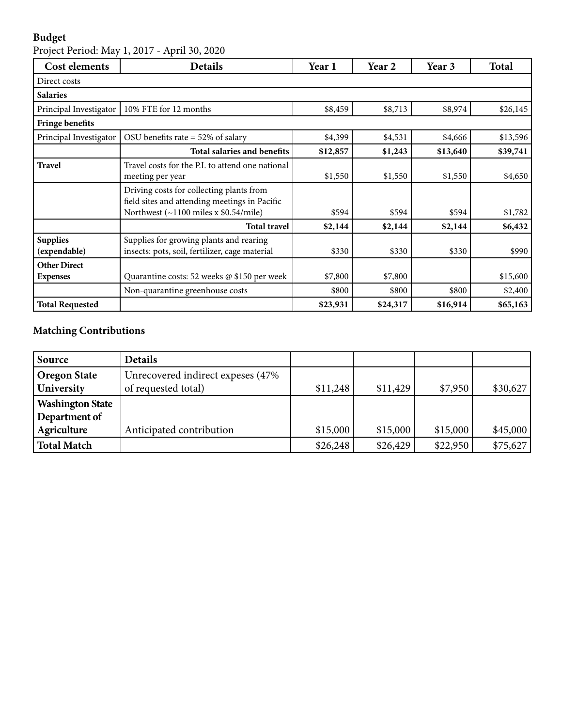**Budget**

Project Period: May 1, 2017 - April 30, 2020

| Cost elements | Details | Year 1 | Year 2 | Year 3 | Total |
|---|---|---|---|---|---|
| Direct costs | | | | | |
| **Salaries** | | | | | |
| Principal Investigator | 10% FTE for 12 months | $8,459 | $8,713 | $8,974 | $26,145 |
| **Fringe benefits** | | | | | |
| Principal Investigator | OSU benefits rate = 52% of salary | $4,399 | $4,531 | $4,666 | $13,596 |
| | **Total salaries and benefits** | **$12,857** | **$1,243** | **$13,640** | **$39,741** |
| **Travel** | Travel costs for the P.I. to attend one national meeting per year | $1,550 | $1,550 | $1,550 | $4,650 |
| | Driving costs for collecting plants from field sites and attending meetings in Pacific Northwest (~1100 miles x $0.54/mile) | $594 | $594 | $594 | $1,782 |
| | **Total travel** | **$2,144** | **$2,144** | **$2,144** | **$6,432** |
| **Supplies (expendable)** | Supplies for growing plants and rearing insects: pots, soil, fertilizer, cage material | $330 | $330 | $330 | $990 |
| **Other Direct Expenses** | Quarantine costs: 52 weeks @ $150 per week | $7,800 | $7,800 | | $15,600 |
| | Non-quarantine greenhouse costs | $800 | $800 | $800 | $2,400 |
| **Total Requested** | | **$23,931** | **$24,317** | **$16,914** | **$65,163** |

**Matching Contributions**

| Source | Details | | | | |
|---|---|---|---|---|---|
| **Oregon State University** | Unrecovered indirect expeses (47% of requested total) | $11,248 | $11,429 | $7,950 | $30,627 |
| **Washington State Department of Agriculture** | Anticipated contribution | $15,000 | $15,000 | $15,000 | $45,000 |
| **Total Match** | | $26,248 | $26,429 | $22,950 | $75,627 |